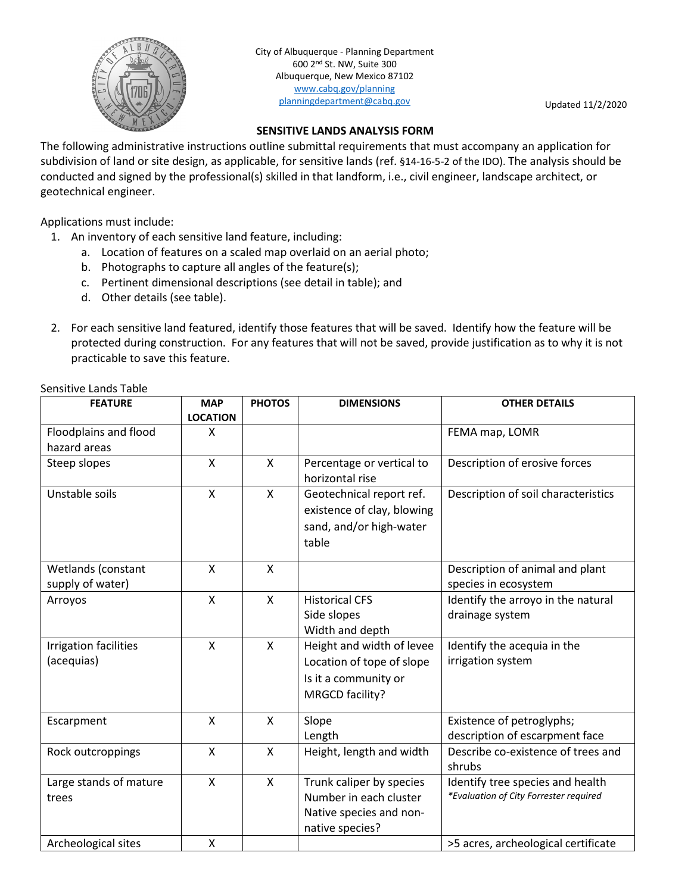City of Albuquerque - Planning Department
600 2nd St. NW, Suite 300
Albuquerque, New Mexico 87102
www.cabq.gov/planning
planningdepartment@cabq.gov

Updated 11/2/2020

## SENSITIVE LANDS ANALYSIS FORM

The following administrative instructions outline submittal requirements that must accompany an application for subdivision of land or site design, as applicable, for sensitive lands (ref. §14-16-5-2 of the IDO). The analysis should be conducted and signed by the professional(s) skilled in that landform, i.e., civil engineer, landscape architect, or geotechnical engineer.

Applications must include:

1. An inventory of each sensitive land feature, including:
   a. Location of features on a scaled map overlaid on an aerial photo;
   b. Photographs to capture all angles of the feature(s);
   c. Pertinent dimensional descriptions (see detail in table); and
   d. Other details (see table).

2. For each sensitive land featured, identify those features that will be saved. Identify how the feature will be protected during construction. For any features that will not be saved, provide justification as to why it is not practicable to save this feature.

Sensitive Lands Table

| FEATURE | MAP LOCATION | PHOTOS | DIMENSIONS | OTHER DETAILS |
|---|---|---|---|---|
| Floodplains and flood hazard areas | X | | | FEMA map, LOMR |
| Steep slopes | X | X | Percentage or vertical to horizontal rise | Description of erosive forces |
| Unstable soils | X | X | Geotechnical report ref. existence of clay, blowing sand, and/or high-water table | Description of soil characteristics |
| Wetlands (constant supply of water) | X | X | | Description of animal and plant species in ecosystem |
| Arroyos | X | X | Historical CFS<br>Side slopes<br>Width and depth | Identify the arroyo in the natural drainage system |
| Irrigation facilities (acequias) | X | X | Height and width of levee<br>Location of tope of slope<br>Is it a community or MRGCD facility? | Identify the acequia in the irrigation system |
| Escarpment | X | X | Slope<br>Length | Existence of petroglyphs; description of escarpment face |
| Rock outcroppings | X | X | Height, length and width | Describe co-existence of trees and shrubs |
| Large stands of mature trees | X | X | Trunk caliper by species<br>Number in each cluster<br>Native species and non-native species? | Identify tree species and health<br>*\*Evaluation of City Forrester required* |
| Archeological sites | X | | | >5 acres, archeological certificate |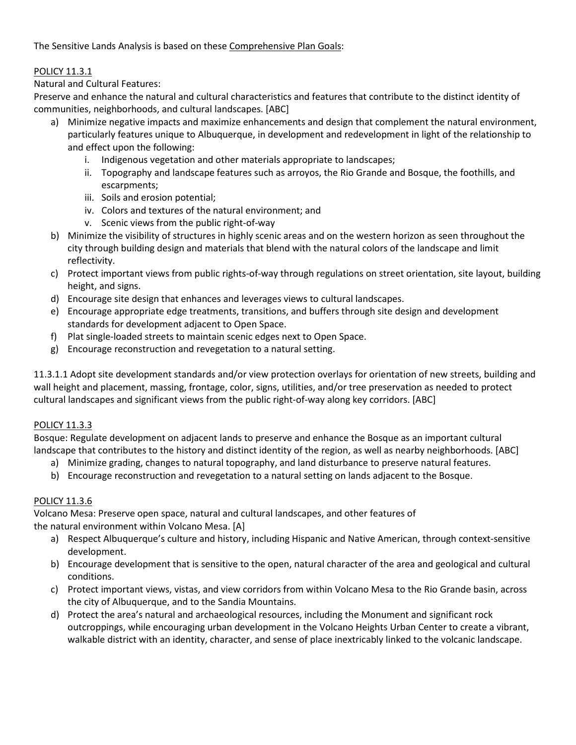The Sensitive Lands Analysis is based on these Comprehensive Plan Goals:

POLICY 11.3.1

Natural and Cultural Features:

Preserve and enhance the natural and cultural characteristics and features that contribute to the distinct identity of communities, neighborhoods, and cultural landscapes. [ABC]

a) Minimize negative impacts and maximize enhancements and design that complement the natural environment, particularly features unique to Albuquerque, in development and redevelopment in light of the relationship to and effect upon the following:
    i. Indigenous vegetation and other materials appropriate to landscapes;
    ii. Topography and landscape features such as arroyos, the Rio Grande and Bosque, the foothills, and escarpments;
    iii. Soils and erosion potential;
    iv. Colors and textures of the natural environment; and
    v. Scenic views from the public right-of-way
b) Minimize the visibility of structures in highly scenic areas and on the western horizon as seen throughout the city through building design and materials that blend with the natural colors of the landscape and limit reflectivity.
c) Protect important views from public rights-of-way through regulations on street orientation, site layout, building height, and signs.
d) Encourage site design that enhances and leverages views to cultural landscapes.
e) Encourage appropriate edge treatments, transitions, and buffers through site design and development standards for development adjacent to Open Space.
f) Plat single-loaded streets to maintain scenic edges next to Open Space.
g) Encourage reconstruction and revegetation to a natural setting.

11.3.1.1 Adopt site development standards and/or view protection overlays for orientation of new streets, building and wall height and placement, massing, frontage, color, signs, utilities, and/or tree preservation as needed to protect cultural landscapes and significant views from the public right-of-way along key corridors. [ABC]

POLICY 11.3.3

Bosque: Regulate development on adjacent lands to preserve and enhance the Bosque as an important cultural landscape that contributes to the history and distinct identity of the region, as well as nearby neighborhoods. [ABC]

a) Minimize grading, changes to natural topography, and land disturbance to preserve natural features.
b) Encourage reconstruction and revegetation to a natural setting on lands adjacent to the Bosque.

POLICY 11.3.6

Volcano Mesa: Preserve open space, natural and cultural landscapes, and other features of the natural environment within Volcano Mesa. [A]

a) Respect Albuquerque's culture and history, including Hispanic and Native American, through context-sensitive development.
b) Encourage development that is sensitive to the open, natural character of the area and geological and cultural conditions.
c) Protect important views, vistas, and view corridors from within Volcano Mesa to the Rio Grande basin, across the city of Albuquerque, and to the Sandia Mountains.
d) Protect the area's natural and archaeological resources, including the Monument and significant rock outcroppings, while encouraging urban development in the Volcano Heights Urban Center to create a vibrant, walkable district with an identity, character, and sense of place inextricably linked to the volcanic landscape.